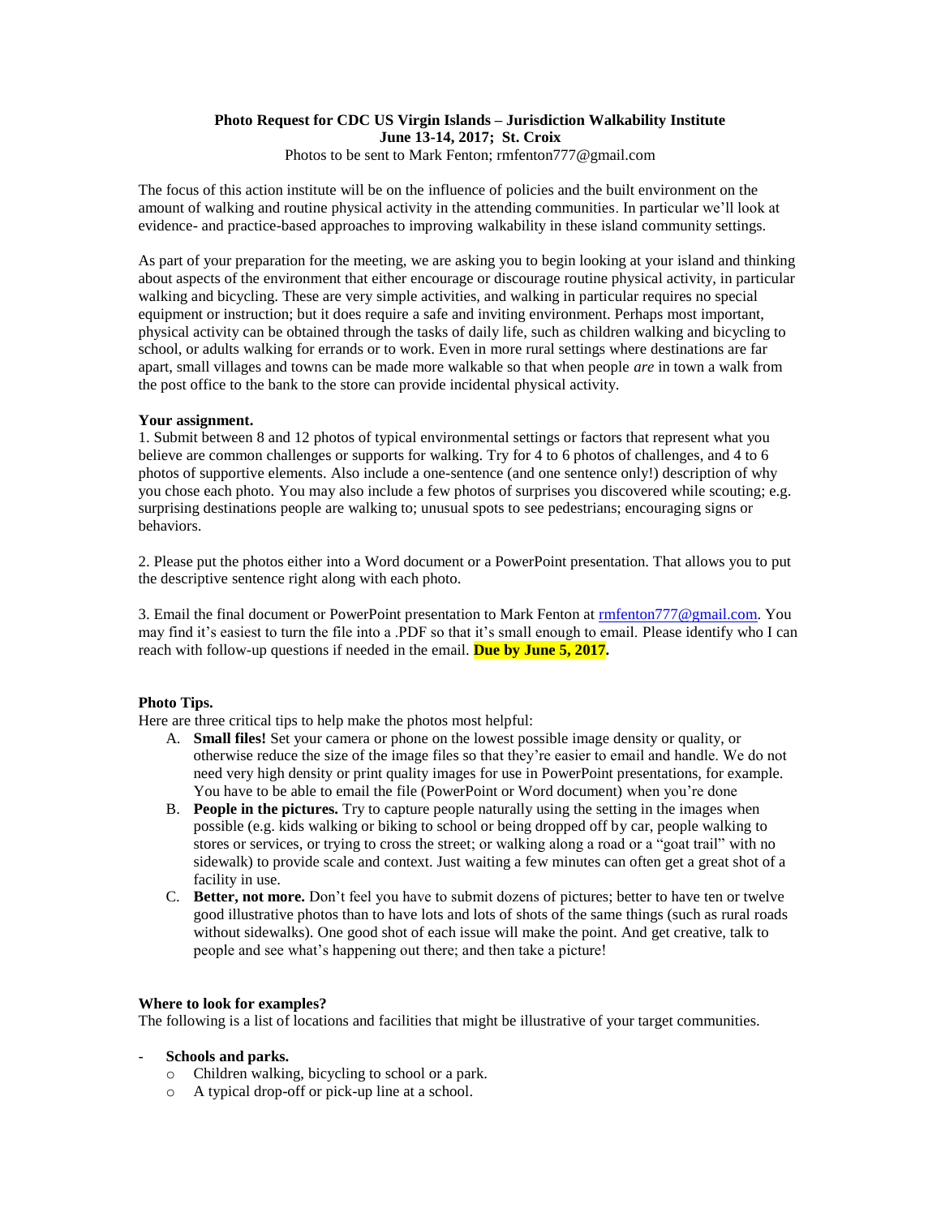**Photo Request for CDC US Virgin Islands – Jurisdiction Walkability Institute**
**June 13-14, 2017; St. Croix**
Photos to be sent to Mark Fenton; rmfenton777@gmail.com

The focus of this action institute will be on the influence of policies and the built environment on the amount of walking and routine physical activity in the attending communities. In particular we'll look at evidence- and practice-based approaches to improving walkability in these island community settings.

As part of your preparation for the meeting, we are asking you to begin looking at your island and thinking about aspects of the environment that either encourage or discourage routine physical activity, in particular walking and bicycling. These are very simple activities, and walking in particular requires no special equipment or instruction; but it does require a safe and inviting environment. Perhaps most important, physical activity can be obtained through the tasks of daily life, such as children walking and bicycling to school, or adults walking for errands or to work. Even in more rural settings where destinations are far apart, small villages and towns can be made more walkable so that when people *are* in town a walk from the post office to the bank to the store can provide incidental physical activity.

**Your assignment.**

1. Submit between 8 and 12 photos of typical environmental settings or factors that represent what you believe are common challenges or supports for walking. Try for 4 to 6 photos of challenges, and 4 to 6 photos of supportive elements. Also include a one-sentence (and one sentence only!) description of why you chose each photo. You may also include a few photos of surprises you discovered while scouting; e.g. surprising destinations people are walking to; unusual spots to see pedestrians; encouraging signs or behaviors.

2. Please put the photos either into a Word document or a PowerPoint presentation. That allows you to put the descriptive sentence right along with each photo.

3. Email the final document or PowerPoint presentation to Mark Fenton at rmfenton777@gmail.com. You may find it's easiest to turn the file into a .PDF so that it's small enough to email. Please identify who I can reach with follow-up questions if needed in the email. **Due by June 5, 2017.**

**Photo Tips.**

Here are three critical tips to help make the photos most helpful:

A. **Small files!** Set your camera or phone on the lowest possible image density or quality, or otherwise reduce the size of the image files so that they're easier to email and handle. We do not need very high density or print quality images for use in PowerPoint presentations, for example. You have to be able to email the file (PowerPoint or Word document) when you're done

B. **People in the pictures.** Try to capture people naturally using the setting in the images when possible (e.g. kids walking or biking to school or being dropped off by car, people walking to stores or services, or trying to cross the street; or walking along a road or a "goat trail" with no sidewalk) to provide scale and context. Just waiting a few minutes can often get a great shot of a facility in use.

C. **Better, not more.** Don't feel you have to submit dozens of pictures; better to have ten or twelve good illustrative photos than to have lots and lots of shots of the same things (such as rural roads without sidewalks). One good shot of each issue will make the point. And get creative, talk to people and see what's happening out there; and then take a picture!

**Where to look for examples?**

The following is a list of locations and facilities that might be illustrative of your target communities.

- **Schools and parks.**
  - Children walking, bicycling to school or a park.
  - A typical drop-off or pick-up line at a school.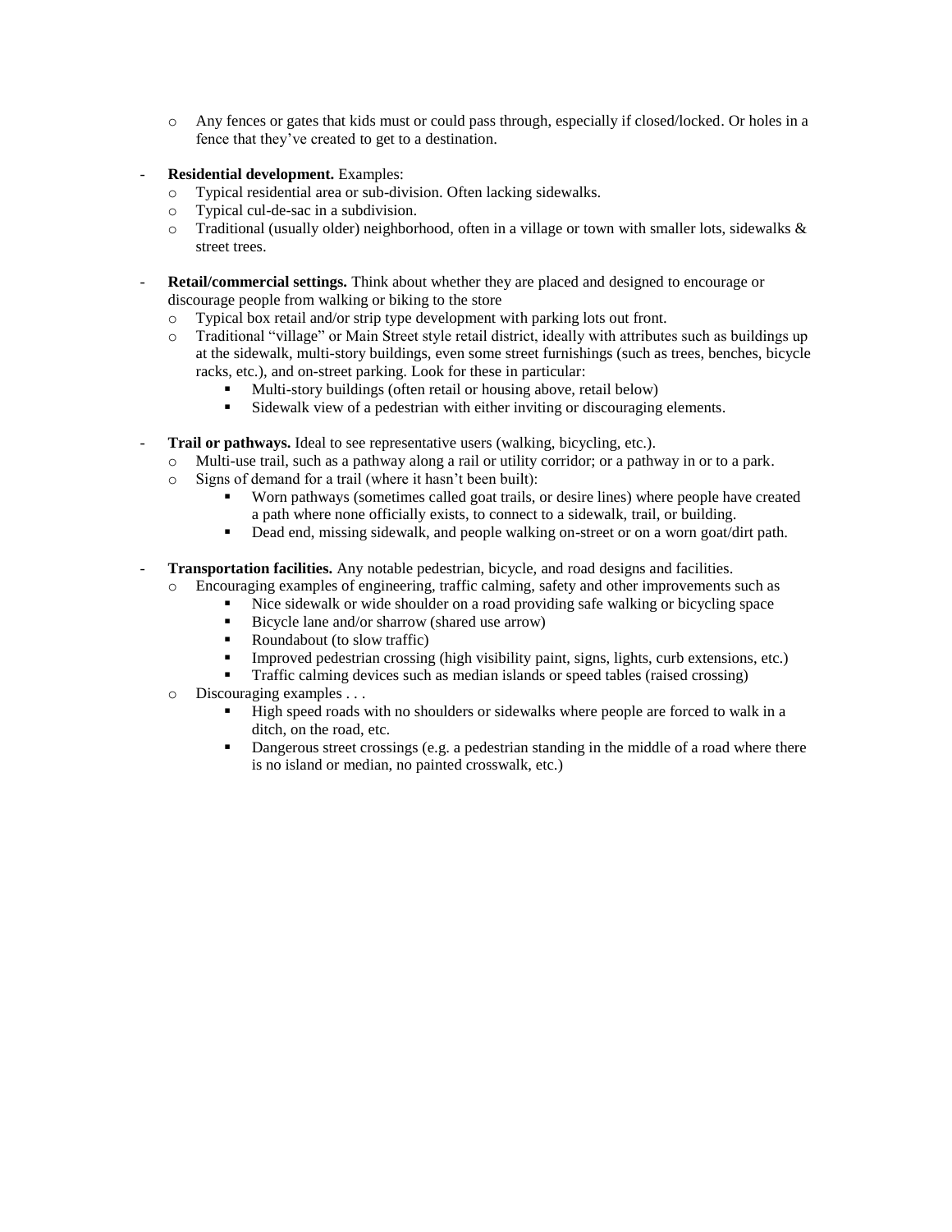- Any fences or gates that kids must or could pass through, especially if closed/locked. Or holes in a fence that they've created to get to a destination.

- **Residential development.** Examples:
  - Typical residential area or sub-division. Often lacking sidewalks.
  - Typical cul-de-sac in a subdivision.
  - Traditional (usually older) neighborhood, often in a village or town with smaller lots, sidewalks & street trees.

- **Retail/commercial settings.** Think about whether they are placed and designed to encourage or discourage people from walking or biking to the store
  - Typical box retail and/or strip type development with parking lots out front.
  - Traditional "village" or Main Street style retail district, ideally with attributes such as buildings up at the sidewalk, multi-story buildings, even some street furnishings (such as trees, benches, bicycle racks, etc.), and on-street parking. Look for these in particular:
    - Multi-story buildings (often retail or housing above, retail below)
    - Sidewalk view of a pedestrian with either inviting or discouraging elements.

- **Trail or pathways.** Ideal to see representative users (walking, bicycling, etc.).
  - Multi-use trail, such as a pathway along a rail or utility corridor; or a pathway in or to a park.
  - Signs of demand for a trail (where it hasn't been built):
    - Worn pathways (sometimes called goat trails, or desire lines) where people have created a path where none officially exists, to connect to a sidewalk, trail, or building.
    - Dead end, missing sidewalk, and people walking on-street or on a worn goat/dirt path.

- **Transportation facilities.** Any notable pedestrian, bicycle, and road designs and facilities.
  - Encouraging examples of engineering, traffic calming, safety and other improvements such as
    - Nice sidewalk or wide shoulder on a road providing safe walking or bicycling space
    - Bicycle lane and/or sharrow (shared use arrow)
    - Roundabout (to slow traffic)
    - Improved pedestrian crossing (high visibility paint, signs, lights, curb extensions, etc.)
    - Traffic calming devices such as median islands or speed tables (raised crossing)
  - Discouraging examples . . .
    - High speed roads with no shoulders or sidewalks where people are forced to walk in a ditch, on the road, etc.
    - Dangerous street crossings (e.g. a pedestrian standing in the middle of a road where there is no island or median, no painted crosswalk, etc.)